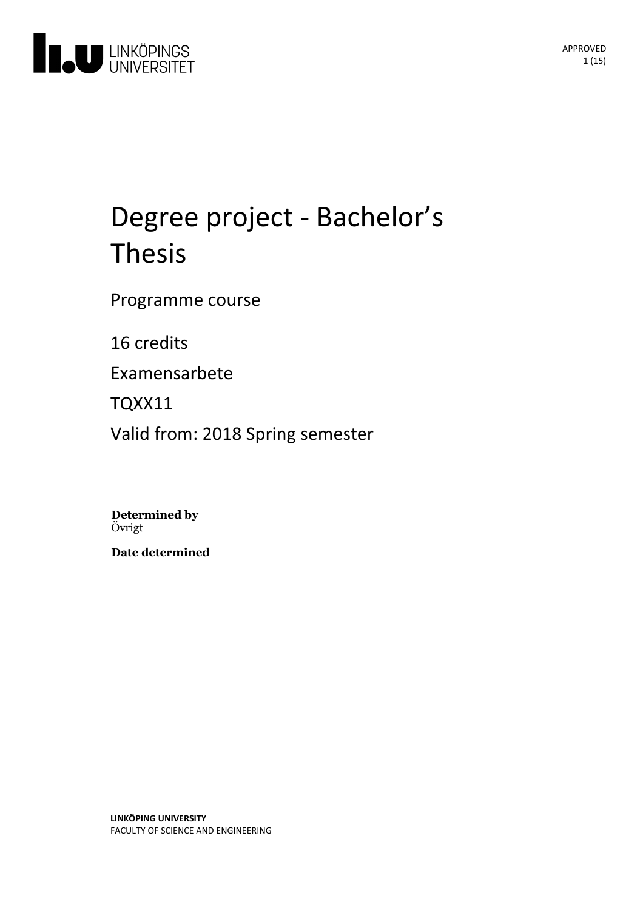# Degree project - Bachelor's Thesis

Programme course

16 credits

Examensarbete

TQXX11

Valid from: 2018 Spring semester

**Determined by**
Övrigt

**Date determined**

**LINKÖPING UNIVERSITY**
FACULTY OF SCIENCE AND ENGINEERING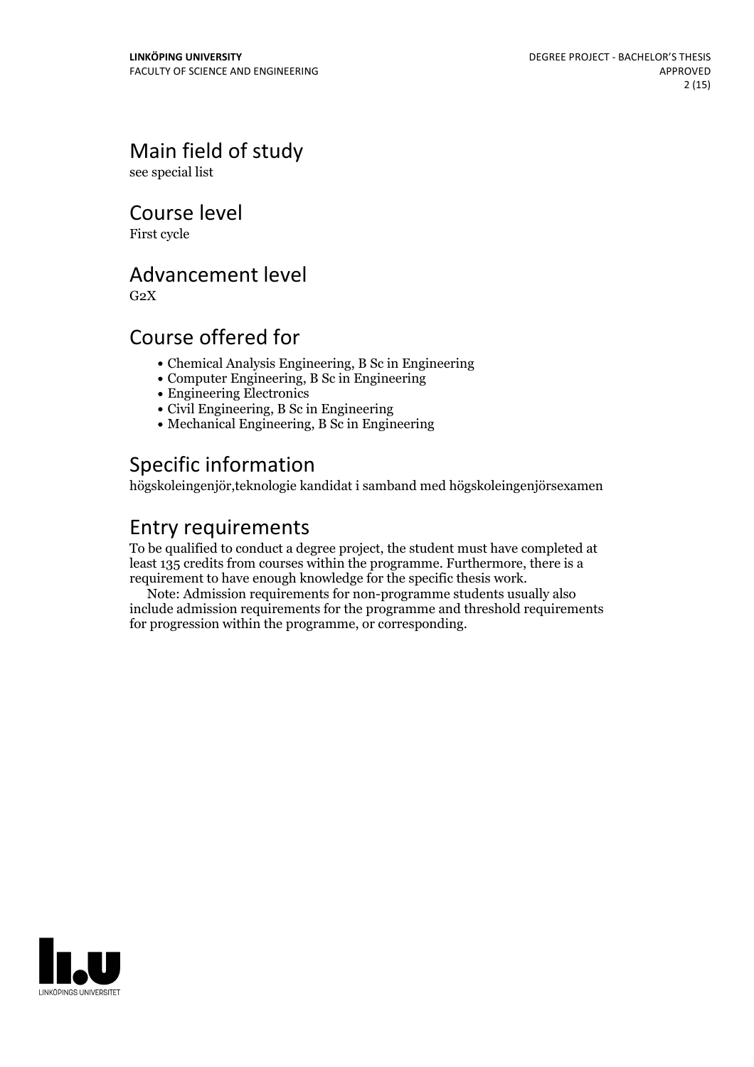## Main field of study

see special list

## Course level

First cycle

## Advancement level

G2X

## Course offered for

- Chemical Analysis Engineering, B Sc in Engineering
- Computer Engineering, B Sc in Engineering
- Engineering Electronics
- Civil Engineering, B Sc in Engineering
- Mechanical Engineering, B Sc in Engineering

## Specific information

högskoleingenjör,teknologie kandidat i samband med högskoleingenjörsexamen

## Entry requirements

To be qualified to conduct a degree project, the student must have completed at least 135 credits from courses within the programme. Furthermore, there is a requirement to have enough knowledge for the specific thesis work.

Note: Admission requirements for non-programme students usually also include admission requirements for the programme and threshold requirements for progression within the programme, or corresponding.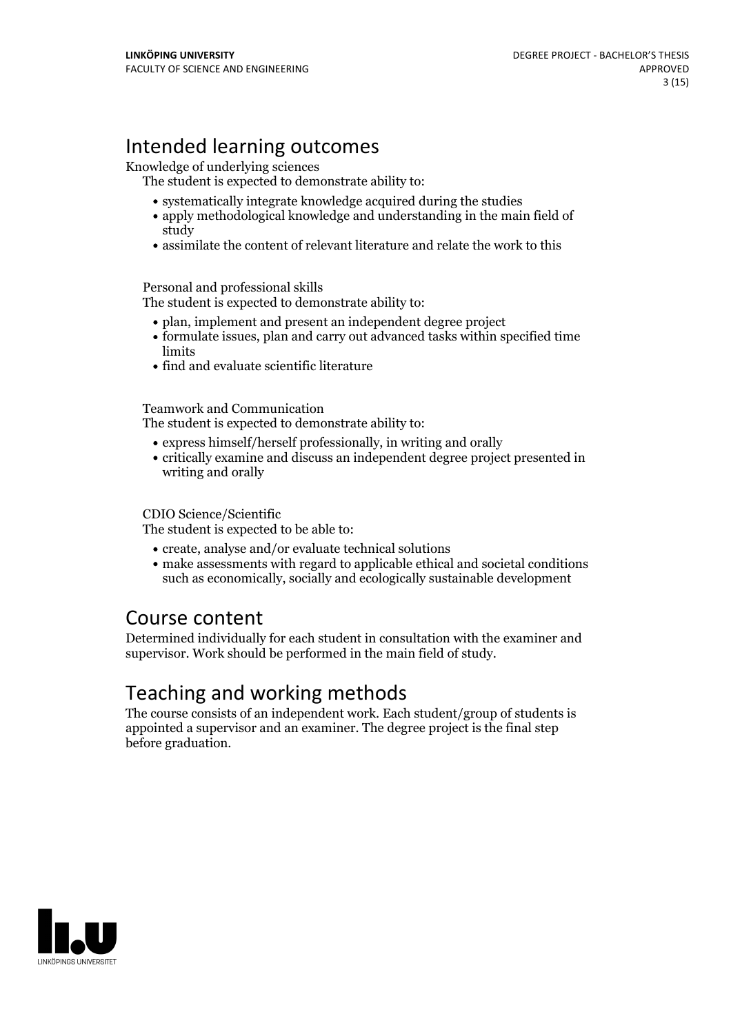## Intended learning outcomes

Knowledge of underlying sciences

The student is expected to demonstrate ability to:

- systematically integrate knowledge acquired during the studies
- apply methodological knowledge and understanding in the main field of study
- assimilate the content of relevant literature and relate the work to this

Personal and professional skills

The student is expected to demonstrate ability to:

- plan, implement and present an independent degree project
- formulate issues, plan and carry out advanced tasks within specified time limits
- find and evaluate scientific literature

Teamwork and Communication

The student is expected to demonstrate ability to:

- express himself/herself professionally, in writing and orally
- critically examine and discuss an independent degree project presented in writing and orally

CDIO Science/Scientific

The student is expected to be able to:

- create, analyse and/or evaluate technical solutions
- make assessments with regard to applicable ethical and societal conditions such as economically, socially and ecologically sustainable development

## Course content

Determined individually for each student in consultation with the examiner and supervisor. Work should be performed in the main field of study.

## Teaching and working methods

The course consists of an independent work. Each student/group of students is appointed a supervisor and an examiner. The degree project is the final step before graduation.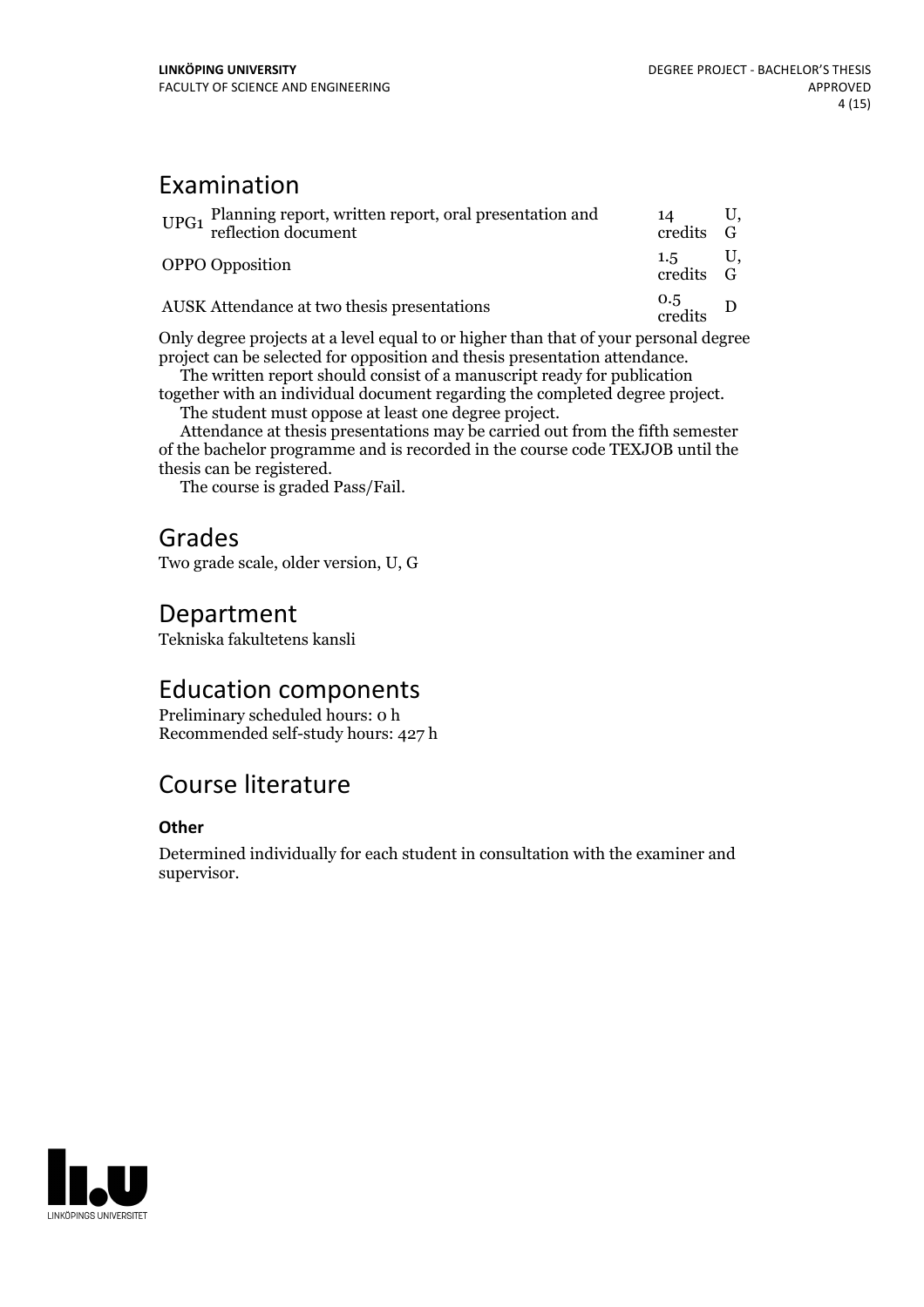## Examination

| | | | |
|---|---|---|---|
| UPG1 | Planning report, written report, oral presentation and reflection document | 14 credits | U, G |
| OPPO | Opposition | 1.5 credits | U, G |
| AUSK | Attendance at two thesis presentations | 0.5 credits | D |

Only degree projects at a level equal to or higher than that of your personal degree project can be selected for opposition and thesis presentation attendance.

The written report should consist of a manuscript ready for publication together with an individual document regarding the completed degree project.

The student must oppose at least one degree project.

Attendance at thesis presentations may be carried out from the fifth semester of the bachelor programme and is recorded in the course code TEXJOB until the thesis can be registered.

The course is graded Pass/Fail.

## Grades

Two grade scale, older version, U, G

## Department

Tekniska fakultetens kansli

## Education components

Preliminary scheduled hours: 0 h
Recommended self-study hours: 427 h

## Course literature

### Other

Determined individually for each student in consultation with the examiner and supervisor.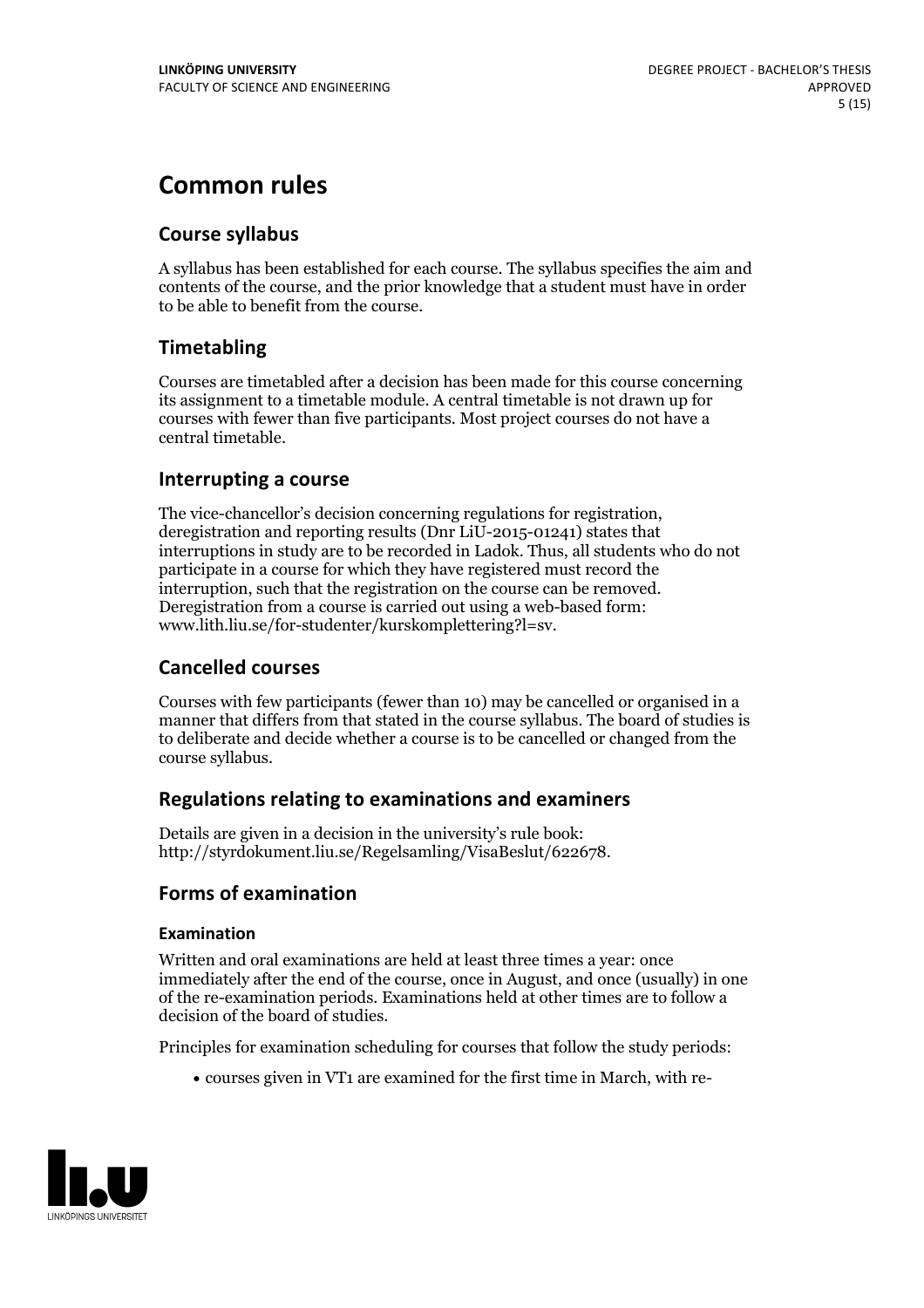# Common rules

## Course syllabus

A syllabus has been established for each course. The syllabus specifies the aim and contents of the course, and the prior knowledge that a student must have in order to be able to benefit from the course.

## Timetabling

Courses are timetabled after a decision has been made for this course concerning its assignment to a timetable module. A central timetable is not drawn up for courses with fewer than five participants. Most project courses do not have a central timetable.

## Interrupting a course

The vice-chancellor's decision concerning regulations for registration, deregistration and reporting results (Dnr LiU-2015-01241) states that interruptions in study are to be recorded in Ladok. Thus, all students who do not participate in a course for which they have registered must record the interruption, such that the registration on the course can be removed. Deregistration from a course is carried out using a web-based form: www.lith.liu.se/for-studenter/kurskomplettering?l=sv.

## Cancelled courses

Courses with few participants (fewer than 10) may be cancelled or organised in a manner that differs from that stated in the course syllabus. The board of studies is to deliberate and decide whether a course is to be cancelled or changed from the course syllabus.

## Regulations relating to examinations and examiners

Details are given in a decision in the university's rule book: http://styrdokument.liu.se/Regelsamling/VisaBeslut/622678.

## Forms of examination

### Examination

Written and oral examinations are held at least three times a year: once immediately after the end of the course, once in August, and once (usually) in one of the re-examination periods. Examinations held at other times are to follow a decision of the board of studies.

Principles for examination scheduling for courses that follow the study periods:

- courses given in VT1 are examined for the first time in March, with re-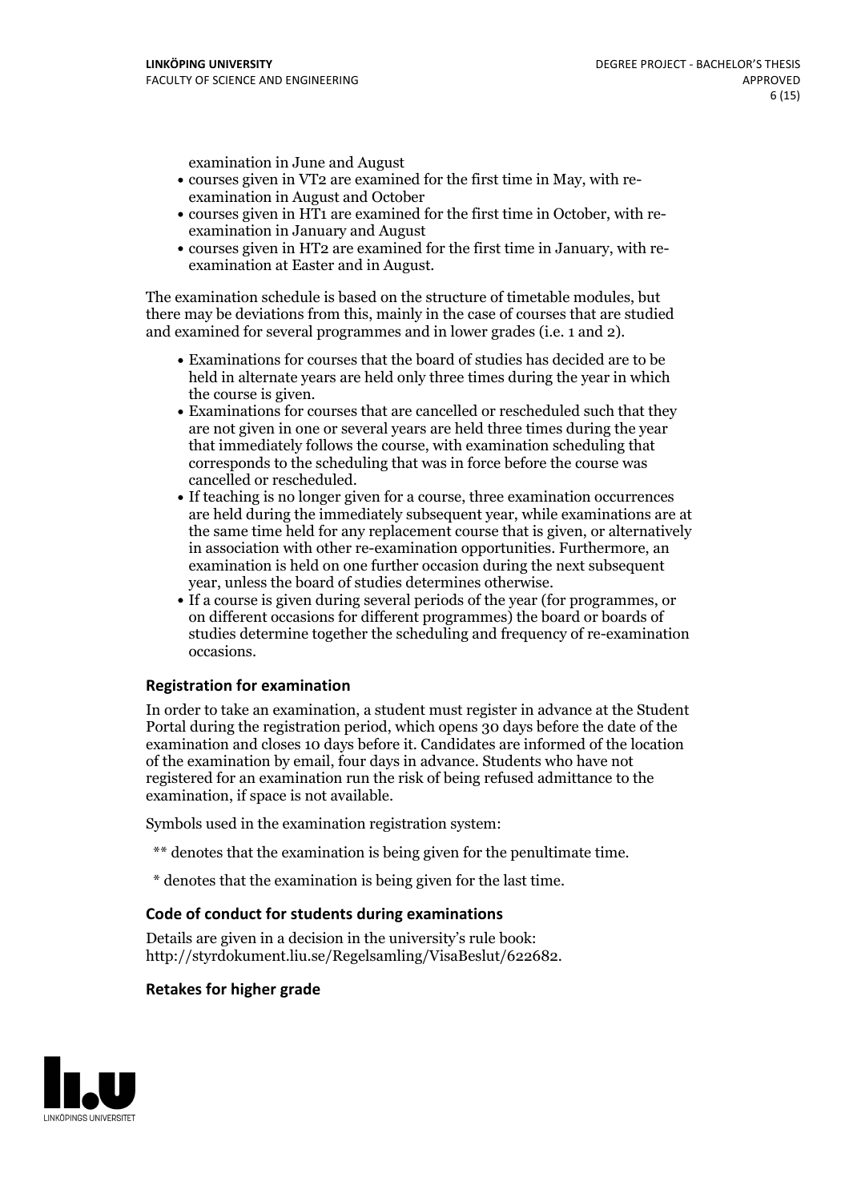examination in June and August

- courses given in VT2 are examined for the first time in May, with re-examination in August and October
- courses given in HT1 are examined for the first time in October, with re-examination in January and August
- courses given in HT2 are examined for the first time in January, with re-examination at Easter and in August.

The examination schedule is based on the structure of timetable modules, but there may be deviations from this, mainly in the case of courses that are studied and examined for several programmes and in lower grades (i.e. 1 and 2).

- Examinations for courses that the board of studies has decided are to be held in alternate years are held only three times during the year in which the course is given.
- Examinations for courses that are cancelled or rescheduled such that they are not given in one or several years are held three times during the year that immediately follows the course, with examination scheduling that corresponds to the scheduling that was in force before the course was cancelled or rescheduled.
- If teaching is no longer given for a course, three examination occurrences are held during the immediately subsequent year, while examinations are at the same time held for any replacement course that is given, or alternatively in association with other re-examination opportunities. Furthermore, an examination is held on one further occasion during the next subsequent year, unless the board of studies determines otherwise.
- If a course is given during several periods of the year (for programmes, or on different occasions for different programmes) the board or boards of studies determine together the scheduling and frequency of re-examination occasions.

### Registration for examination

In order to take an examination, a student must register in advance at the Student Portal during the registration period, which opens 30 days before the date of the examination and closes 10 days before it. Candidates are informed of the location of the examination by email, four days in advance. Students who have not registered for an examination run the risk of being refused admittance to the examination, if space is not available.

Symbols used in the examination registration system:

** denotes that the examination is being given for the penultimate time.

* denotes that the examination is being given for the last time.

### Code of conduct for students during examinations

Details are given in a decision in the university's rule book: http://styrdokument.liu.se/Regelsamling/VisaBeslut/622682.

### Retakes for higher grade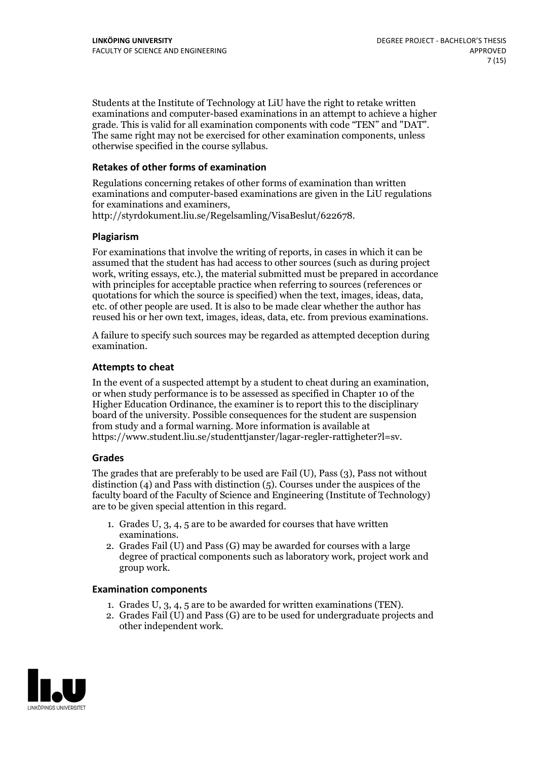Students at the Institute of Technology at LiU have the right to retake written examinations and computer-based examinations in an attempt to achieve a higher grade. This is valid for all examination components with code "TEN" and "DAT". The same right may not be exercised for other examination components, unless otherwise specified in the course syllabus.

### Retakes of other forms of examination

Regulations concerning retakes of other forms of examination than written examinations and computer-based examinations are given in the LiU regulations for examinations and examiners, http://styrdokument.liu.se/Regelsamling/VisaBeslut/622678.

### Plagiarism

For examinations that involve the writing of reports, in cases in which it can be assumed that the student has had access to other sources (such as during project work, writing essays, etc.), the material submitted must be prepared in accordance with principles for acceptable practice when referring to sources (references or quotations for which the source is specified) when the text, images, ideas, data, etc. of other people are used. It is also to be made clear whether the author has reused his or her own text, images, ideas, data, etc. from previous examinations.

A failure to specify such sources may be regarded as attempted deception during examination.

### Attempts to cheat

In the event of a suspected attempt by a student to cheat during an examination, or when study performance is to be assessed as specified in Chapter 10 of the Higher Education Ordinance, the examiner is to report this to the disciplinary board of the university. Possible consequences for the student are suspension from study and a formal warning. More information is available at https://www.student.liu.se/studenttjanster/lagar-regler-rattigheter?l=sv.

### Grades

The grades that are preferably to be used are Fail (U), Pass (3), Pass not without distinction (4) and Pass with distinction (5). Courses under the auspices of the faculty board of the Faculty of Science and Engineering (Institute of Technology) are to be given special attention in this regard.

1. Grades U, 3, 4, 5 are to be awarded for courses that have written examinations.
2. Grades Fail (U) and Pass (G) may be awarded for courses with a large degree of practical components such as laboratory work, project work and group work.

### Examination components

1. Grades U, 3, 4, 5 are to be awarded for written examinations (TEN).
2. Grades Fail (U) and Pass (G) are to be used for undergraduate projects and other independent work.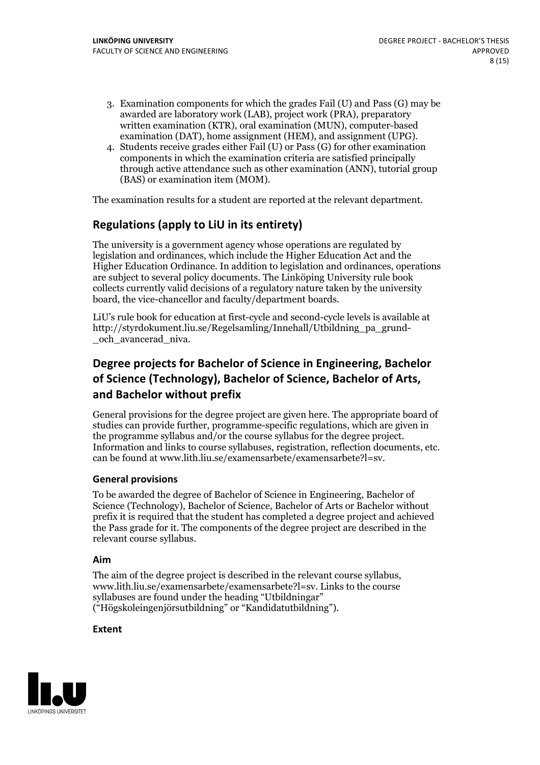3. Examination components for which the grades Fail (U) and Pass (G) may be awarded are laboratory work (LAB), project work (PRA), preparatory written examination (KTR), oral examination (MUN), computer-based examination (DAT), home assignment (HEM), and assignment (UPG).
4. Students receive grades either Fail (U) or Pass (G) for other examination components in which the examination criteria are satisfied principally through active attendance such as other examination (ANN), tutorial group (BAS) or examination item (MOM).

The examination results for a student are reported at the relevant department.

## Regulations (apply to LiU in its entirety)

The university is a government agency whose operations are regulated by legislation and ordinances, which include the Higher Education Act and the Higher Education Ordinance. In addition to legislation and ordinances, operations are subject to several policy documents. The Linköping University rule book collects currently valid decisions of a regulatory nature taken by the university board, the vice-chancellor and faculty/department boards.

LiU's rule book for education at first-cycle and second-cycle levels is available at http://styrdokument.liu.se/Regelsamling/Innehall/Utbildning_pa_grund-_och_avancerad_niva.

## Degree projects for Bachelor of Science in Engineering, Bachelor of Science (Technology), Bachelor of Science, Bachelor of Arts, and Bachelor without prefix

General provisions for the degree project are given here. The appropriate board of studies can provide further, programme-specific regulations, which are given in the programme syllabus and/or the course syllabus for the degree project. Information and links to course syllabuses, registration, reflection documents, etc. can be found at www.lith.liu.se/examensarbete/examensarbete?l=sv.

### General provisions

To be awarded the degree of Bachelor of Science in Engineering, Bachelor of Science (Technology), Bachelor of Science, Bachelor of Arts or Bachelor without prefix it is required that the student has completed a degree project and achieved the Pass grade for it. The components of the degree project are described in the relevant course syllabus.

### Aim

The aim of the degree project is described in the relevant course syllabus, www.lith.liu.se/examensarbete/examensarbete?l=sv. Links to the course syllabuses are found under the heading "Utbildningar" ("Högskoleingenjörsutbildning" or "Kandidatutbildning").

### Extent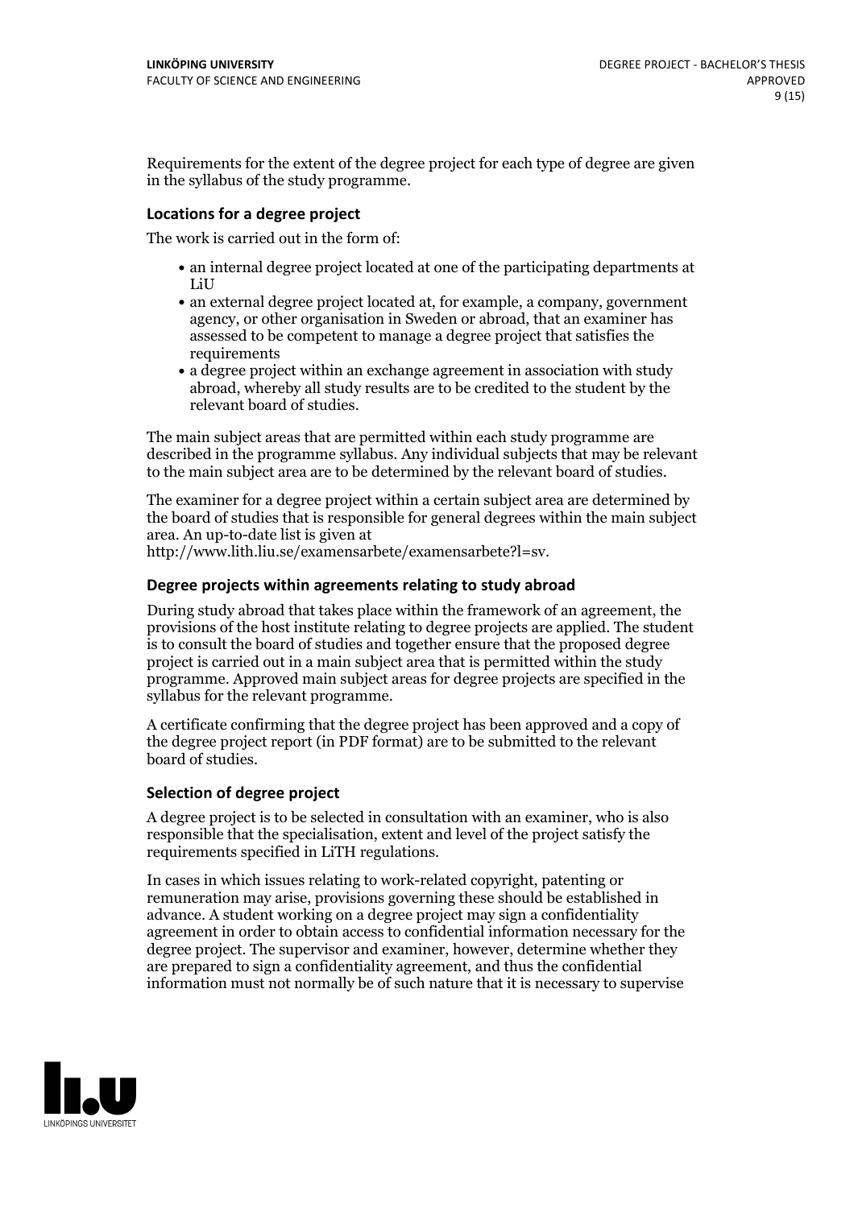Requirements for the extent of the degree project for each type of degree are given in the syllabus of the study programme.

### Locations for a degree project

The work is carried out in the form of:

- an internal degree project located at one of the participating departments at LiU
- an external degree project located at, for example, a company, government agency, or other organisation in Sweden or abroad, that an examiner has assessed to be competent to manage a degree project that satisfies the requirements
- a degree project within an exchange agreement in association with study abroad, whereby all study results are to be credited to the student by the relevant board of studies.

The main subject areas that are permitted within each study programme are described in the programme syllabus. Any individual subjects that may be relevant to the main subject area are to be determined by the relevant board of studies.

The examiner for a degree project within a certain subject area are determined by the board of studies that is responsible for general degrees within the main subject area. An up-to-date list is given at http://www.lith.liu.se/examensarbete/examensarbete?l=sv.

### Degree projects within agreements relating to study abroad

During study abroad that takes place within the framework of an agreement, the provisions of the host institute relating to degree projects are applied. The student is to consult the board of studies and together ensure that the proposed degree project is carried out in a main subject area that is permitted within the study programme. Approved main subject areas for degree projects are specified in the syllabus for the relevant programme.

A certificate confirming that the degree project has been approved and a copy of the degree project report (in PDF format) are to be submitted to the relevant board of studies.

### Selection of degree project

A degree project is to be selected in consultation with an examiner, who is also responsible that the specialisation, extent and level of the project satisfy the requirements specified in LiTH regulations.

In cases in which issues relating to work-related copyright, patenting or remuneration may arise, provisions governing these should be established in advance. A student working on a degree project may sign a confidentiality agreement in order to obtain access to confidential information necessary for the degree project. The supervisor and examiner, however, determine whether they are prepared to sign a confidentiality agreement, and thus the confidential information must not normally be of such nature that it is necessary to supervise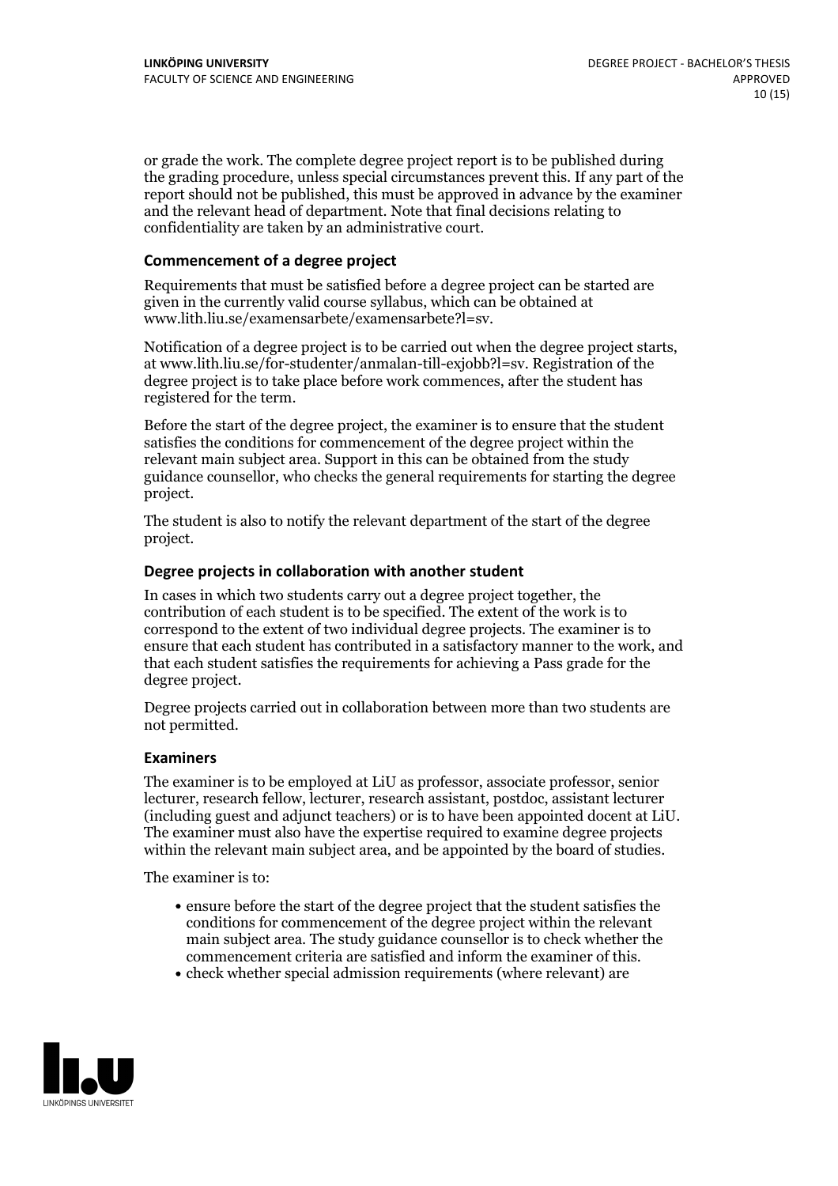or grade the work. The complete degree project report is to be published during the grading procedure, unless special circumstances prevent this. If any part of the report should not be published, this must be approved in advance by the examiner and the relevant head of department. Note that final decisions relating to confidentiality are taken by an administrative court.

### Commencement of a degree project

Requirements that must be satisfied before a degree project can be started are given in the currently valid course syllabus, which can be obtained at www.lith.liu.se/examensarbete/examensarbete?l=sv.

Notification of a degree project is to be carried out when the degree project starts, at www.lith.liu.se/for-studenter/anmalan-till-exjobb?l=sv. Registration of the degree project is to take place before work commences, after the student has registered for the term.

Before the start of the degree project, the examiner is to ensure that the student satisfies the conditions for commencement of the degree project within the relevant main subject area. Support in this can be obtained from the study guidance counsellor, who checks the general requirements for starting the degree project.

The student is also to notify the relevant department of the start of the degree project.

### Degree projects in collaboration with another student

In cases in which two students carry out a degree project together, the contribution of each student is to be specified. The extent of the work is to correspond to the extent of two individual degree projects. The examiner is to ensure that each student has contributed in a satisfactory manner to the work, and that each student satisfies the requirements for achieving a Pass grade for the degree project.

Degree projects carried out in collaboration between more than two students are not permitted.

### Examiners

The examiner is to be employed at LiU as professor, associate professor, senior lecturer, research fellow, lecturer, research assistant, postdoc, assistant lecturer (including guest and adjunct teachers) or is to have been appointed docent at LiU. The examiner must also have the expertise required to examine degree projects within the relevant main subject area, and be appointed by the board of studies.

The examiner is to:

- ensure before the start of the degree project that the student satisfies the conditions for commencement of the degree project within the relevant main subject area. The study guidance counsellor is to check whether the commencement criteria are satisfied and inform the examiner of this.
- check whether special admission requirements (where relevant) are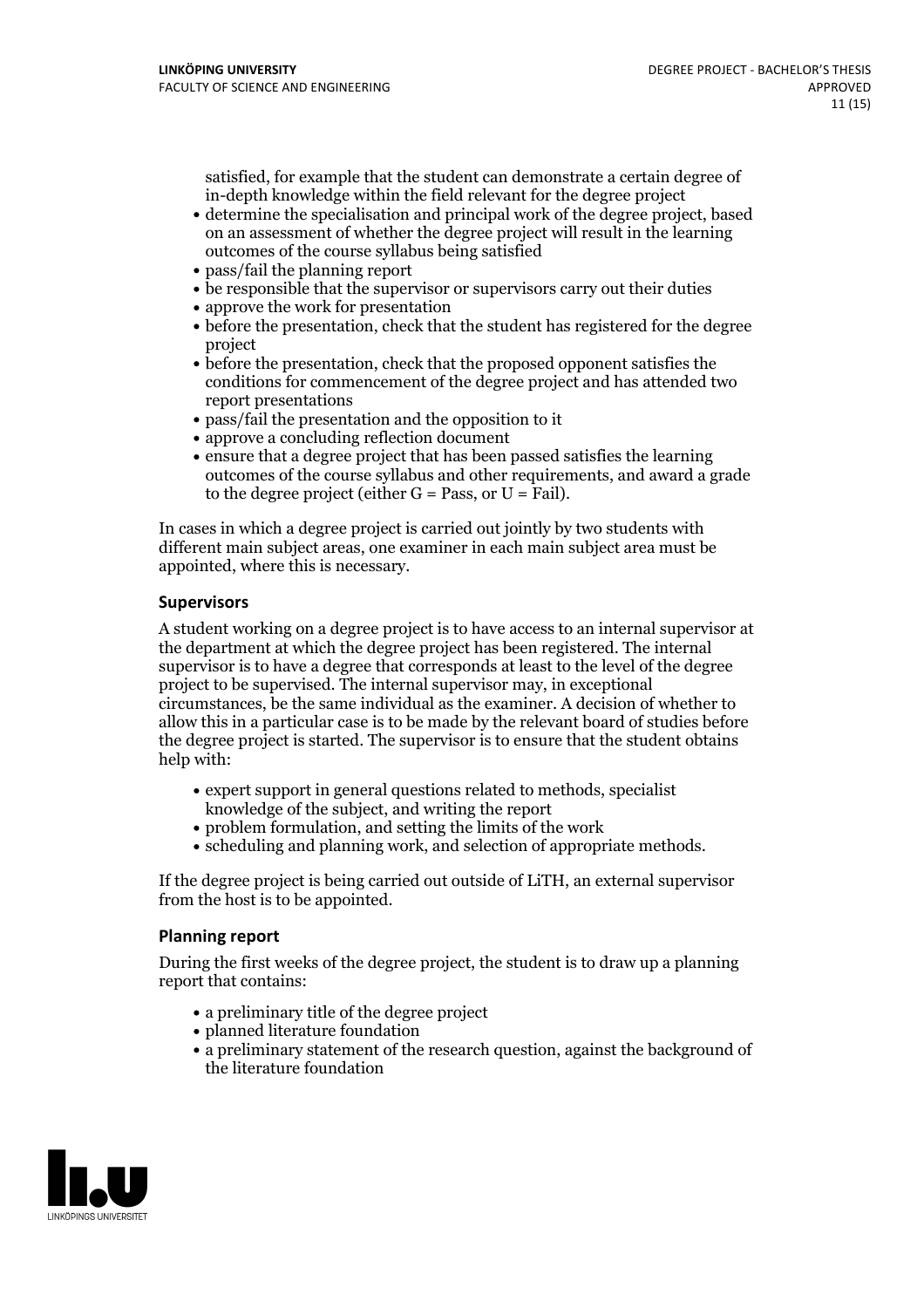satisfied, for example that the student can demonstrate a certain degree of in-depth knowledge within the field relevant for the degree project

- determine the specialisation and principal work of the degree project, based on an assessment of whether the degree project will result in the learning outcomes of the course syllabus being satisfied
- pass/fail the planning report
- be responsible that the supervisor or supervisors carry out their duties
- approve the work for presentation
- before the presentation, check that the student has registered for the degree project
- before the presentation, check that the proposed opponent satisfies the conditions for commencement of the degree project and has attended two report presentations
- pass/fail the presentation and the opposition to it
- approve a concluding reflection document
- ensure that a degree project that has been passed satisfies the learning outcomes of the course syllabus and other requirements, and award a grade to the degree project (either G = Pass, or U = Fail).

In cases in which a degree project is carried out jointly by two students with different main subject areas, one examiner in each main subject area must be appointed, where this is necessary.

### Supervisors

A student working on a degree project is to have access to an internal supervisor at the department at which the degree project has been registered. The internal supervisor is to have a degree that corresponds at least to the level of the degree project to be supervised. The internal supervisor may, in exceptional circumstances, be the same individual as the examiner. A decision of whether to allow this in a particular case is to be made by the relevant board of studies before the degree project is started. The supervisor is to ensure that the student obtains help with:

- expert support in general questions related to methods, specialist knowledge of the subject, and writing the report
- problem formulation, and setting the limits of the work
- scheduling and planning work, and selection of appropriate methods.

If the degree project is being carried out outside of LiTH, an external supervisor from the host is to be appointed.

### Planning report

During the first weeks of the degree project, the student is to draw up a planning report that contains:

- a preliminary title of the degree project
- planned literature foundation
- a preliminary statement of the research question, against the background of the literature foundation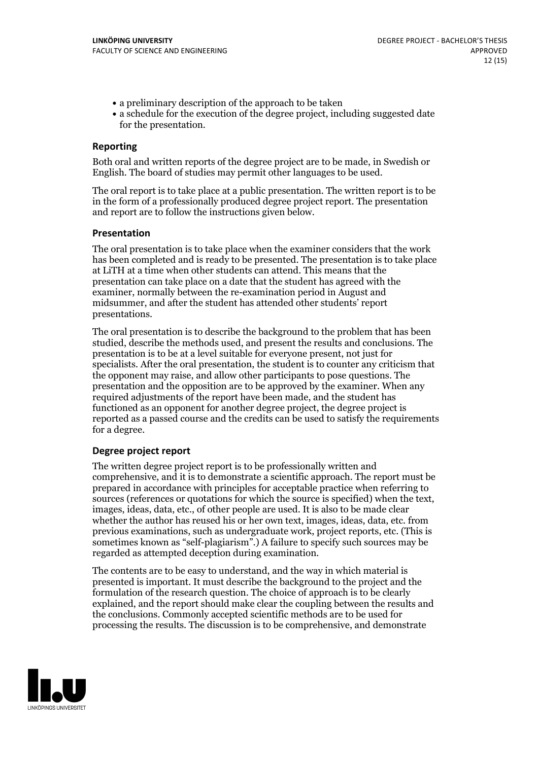- a preliminary description of the approach to be taken
- a schedule for the execution of the degree project, including suggested date for the presentation.

### Reporting

Both oral and written reports of the degree project are to be made, in Swedish or English. The board of studies may permit other languages to be used.

The oral report is to take place at a public presentation. The written report is to be in the form of a professionally produced degree project report. The presentation and report are to follow the instructions given below.

### Presentation

The oral presentation is to take place when the examiner considers that the work has been completed and is ready to be presented. The presentation is to take place at LiTH at a time when other students can attend. This means that the presentation can take place on a date that the student has agreed with the examiner, normally between the re-examination period in August and midsummer, and after the student has attended other students' report presentations.

The oral presentation is to describe the background to the problem that has been studied, describe the methods used, and present the results and conclusions. The presentation is to be at a level suitable for everyone present, not just for specialists. After the oral presentation, the student is to counter any criticism that the opponent may raise, and allow other participants to pose questions. The presentation and the opposition are to be approved by the examiner. When any required adjustments of the report have been made, and the student has functioned as an opponent for another degree project, the degree project is reported as a passed course and the credits can be used to satisfy the requirements for a degree.

### Degree project report

The written degree project report is to be professionally written and comprehensive, and it is to demonstrate a scientific approach. The report must be prepared in accordance with principles for acceptable practice when referring to sources (references or quotations for which the source is specified) when the text, images, ideas, data, etc., of other people are used. It is also to be made clear whether the author has reused his or her own text, images, ideas, data, etc. from previous examinations, such as undergraduate work, project reports, etc. (This is sometimes known as "self-plagiarism".) A failure to specify such sources may be regarded as attempted deception during examination.

The contents are to be easy to understand, and the way in which material is presented is important. It must describe the background to the project and the formulation of the research question. The choice of approach is to be clearly explained, and the report should make clear the coupling between the results and the conclusions. Commonly accepted scientific methods are to be used for processing the results. The discussion is to be comprehensive, and demonstrate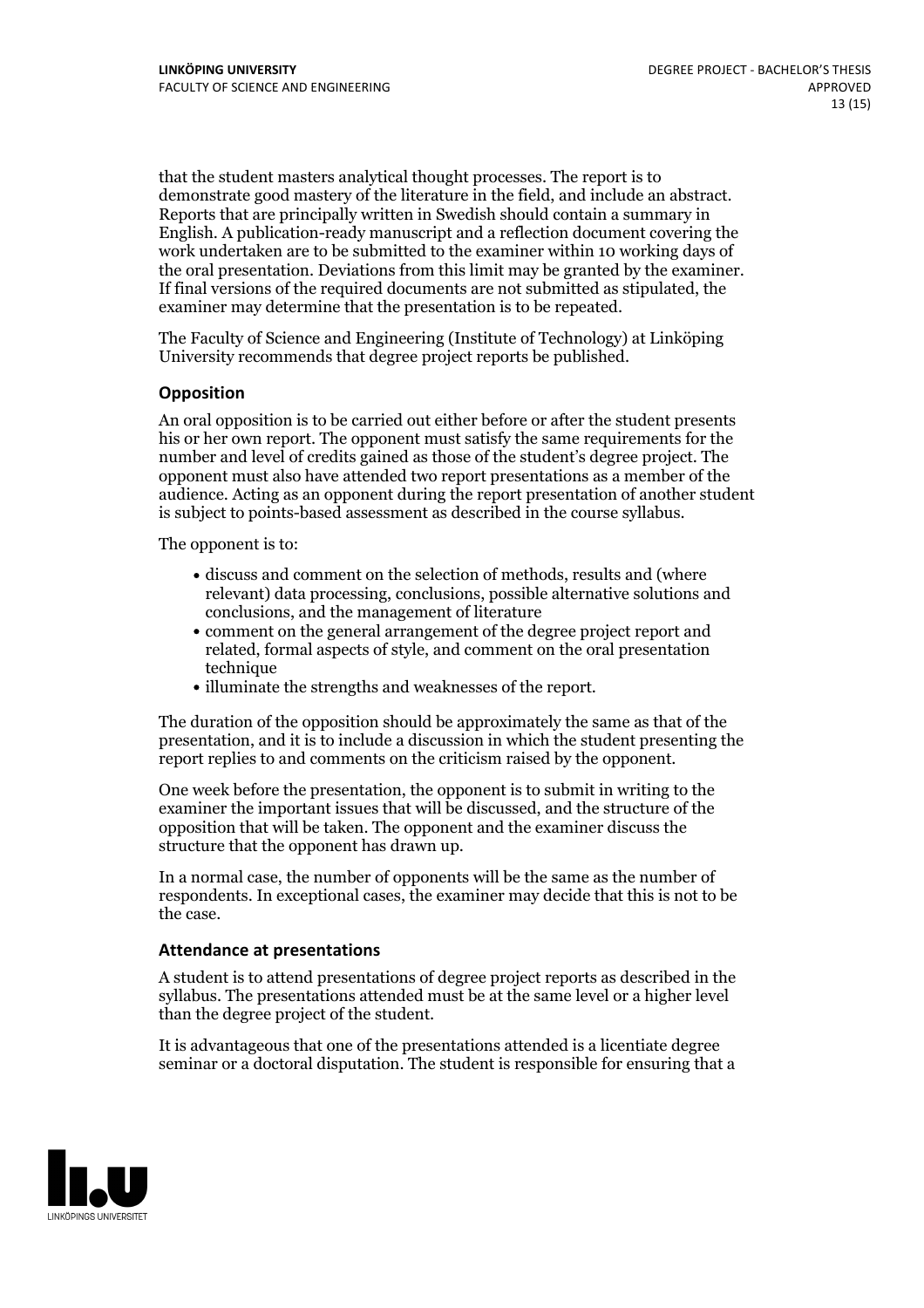that the student masters analytical thought processes. The report is to demonstrate good mastery of the literature in the field, and include an abstract. Reports that are principally written in Swedish should contain a summary in English. A publication-ready manuscript and a reflection document covering the work undertaken are to be submitted to the examiner within 10 working days of the oral presentation. Deviations from this limit may be granted by the examiner. If final versions of the required documents are not submitted as stipulated, the examiner may determine that the presentation is to be repeated.

The Faculty of Science and Engineering (Institute of Technology) at Linköping University recommends that degree project reports be published.

### Opposition

An oral opposition is to be carried out either before or after the student presents his or her own report. The opponent must satisfy the same requirements for the number and level of credits gained as those of the student's degree project. The opponent must also have attended two report presentations as a member of the audience. Acting as an opponent during the report presentation of another student is subject to points-based assessment as described in the course syllabus.

The opponent is to:

- discuss and comment on the selection of methods, results and (where relevant) data processing, conclusions, possible alternative solutions and conclusions, and the management of literature
- comment on the general arrangement of the degree project report and related, formal aspects of style, and comment on the oral presentation technique
- illuminate the strengths and weaknesses of the report.

The duration of the opposition should be approximately the same as that of the presentation, and it is to include a discussion in which the student presenting the report replies to and comments on the criticism raised by the opponent.

One week before the presentation, the opponent is to submit in writing to the examiner the important issues that will be discussed, and the structure of the opposition that will be taken. The opponent and the examiner discuss the structure that the opponent has drawn up.

In a normal case, the number of opponents will be the same as the number of respondents. In exceptional cases, the examiner may decide that this is not to be the case.

### Attendance at presentations

A student is to attend presentations of degree project reports as described in the syllabus. The presentations attended must be at the same level or a higher level than the degree project of the student.

It is advantageous that one of the presentations attended is a licentiate degree seminar or a doctoral disputation. The student is responsible for ensuring that a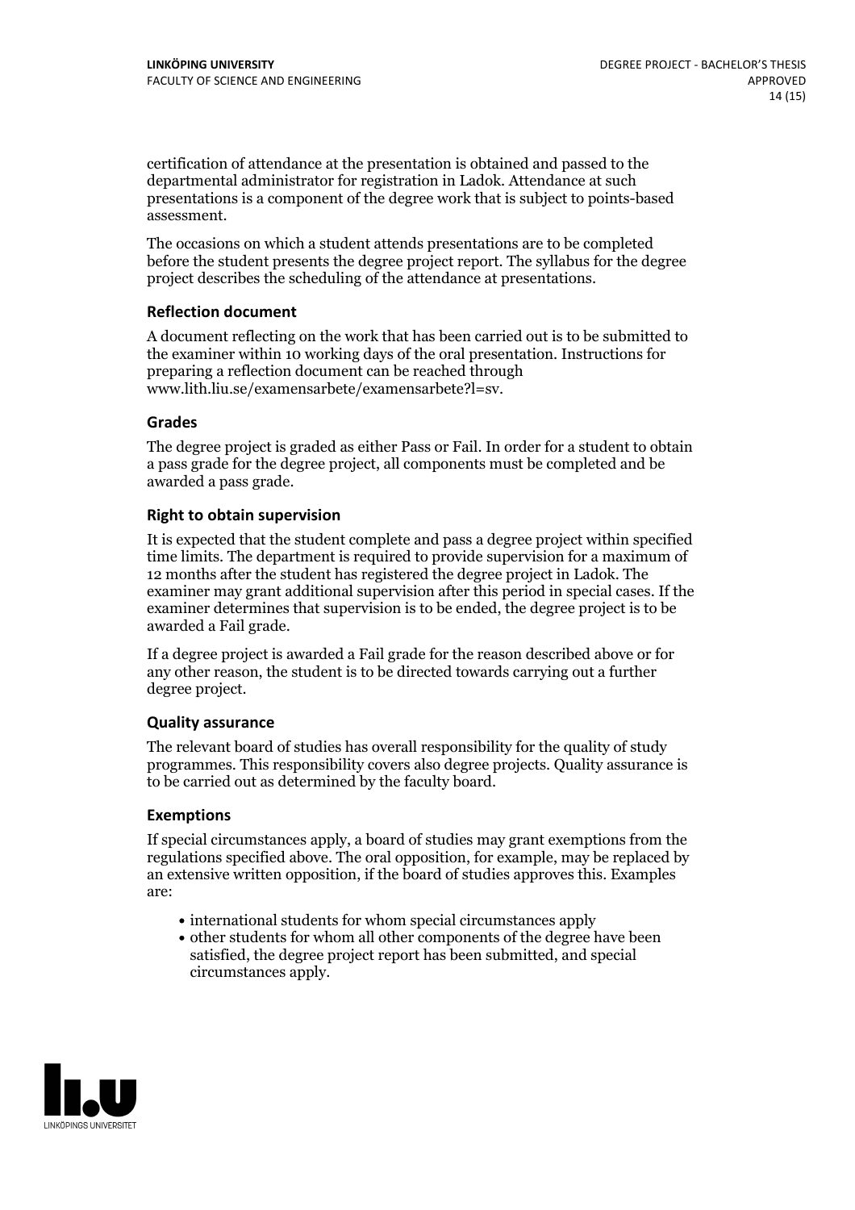certification of attendance at the presentation is obtained and passed to the departmental administrator for registration in Ladok. Attendance at such presentations is a component of the degree work that is subject to points-based assessment.

The occasions on which a student attends presentations are to be completed before the student presents the degree project report. The syllabus for the degree project describes the scheduling of the attendance at presentations.

### Reflection document

A document reflecting on the work that has been carried out is to be submitted to the examiner within 10 working days of the oral presentation. Instructions for preparing a reflection document can be reached through www.lith.liu.se/examensarbete/examensarbete?l=sv.

### Grades

The degree project is graded as either Pass or Fail. In order for a student to obtain a pass grade for the degree project, all components must be completed and be awarded a pass grade.

### Right to obtain supervision

It is expected that the student complete and pass a degree project within specified time limits. The department is required to provide supervision for a maximum of 12 months after the student has registered the degree project in Ladok. The examiner may grant additional supervision after this period in special cases. If the examiner determines that supervision is to be ended, the degree project is to be awarded a Fail grade.

If a degree project is awarded a Fail grade for the reason described above or for any other reason, the student is to be directed towards carrying out a further degree project.

### Quality assurance

The relevant board of studies has overall responsibility for the quality of study programmes. This responsibility covers also degree projects. Quality assurance is to be carried out as determined by the faculty board.

### Exemptions

If special circumstances apply, a board of studies may grant exemptions from the regulations specified above. The oral opposition, for example, may be replaced by an extensive written opposition, if the board of studies approves this. Examples are:

- international students for whom special circumstances apply
- other students for whom all other components of the degree have been satisfied, the degree project report has been submitted, and special circumstances apply.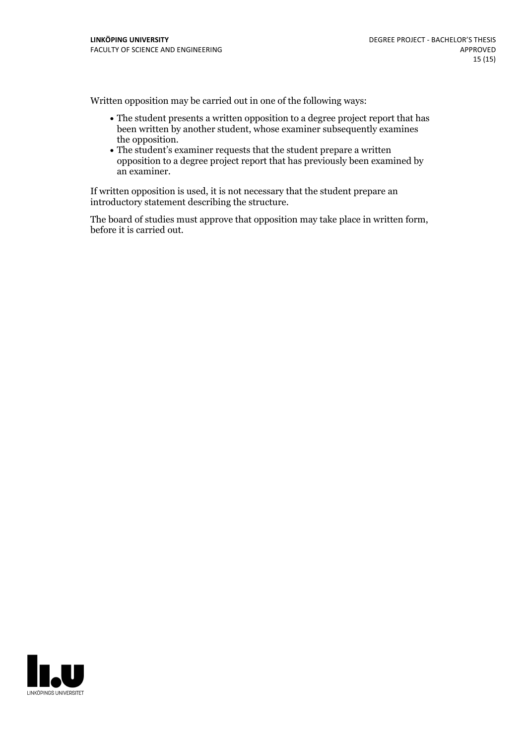Written opposition may be carried out in one of the following ways:

- The student presents a written opposition to a degree project report that has been written by another student, whose examiner subsequently examines the opposition.
- The student's examiner requests that the student prepare a written opposition to a degree project report that has previously been examined by an examiner.

If written opposition is used, it is not necessary that the student prepare an introductory statement describing the structure.

The board of studies must approve that opposition may take place in written form, before it is carried out.